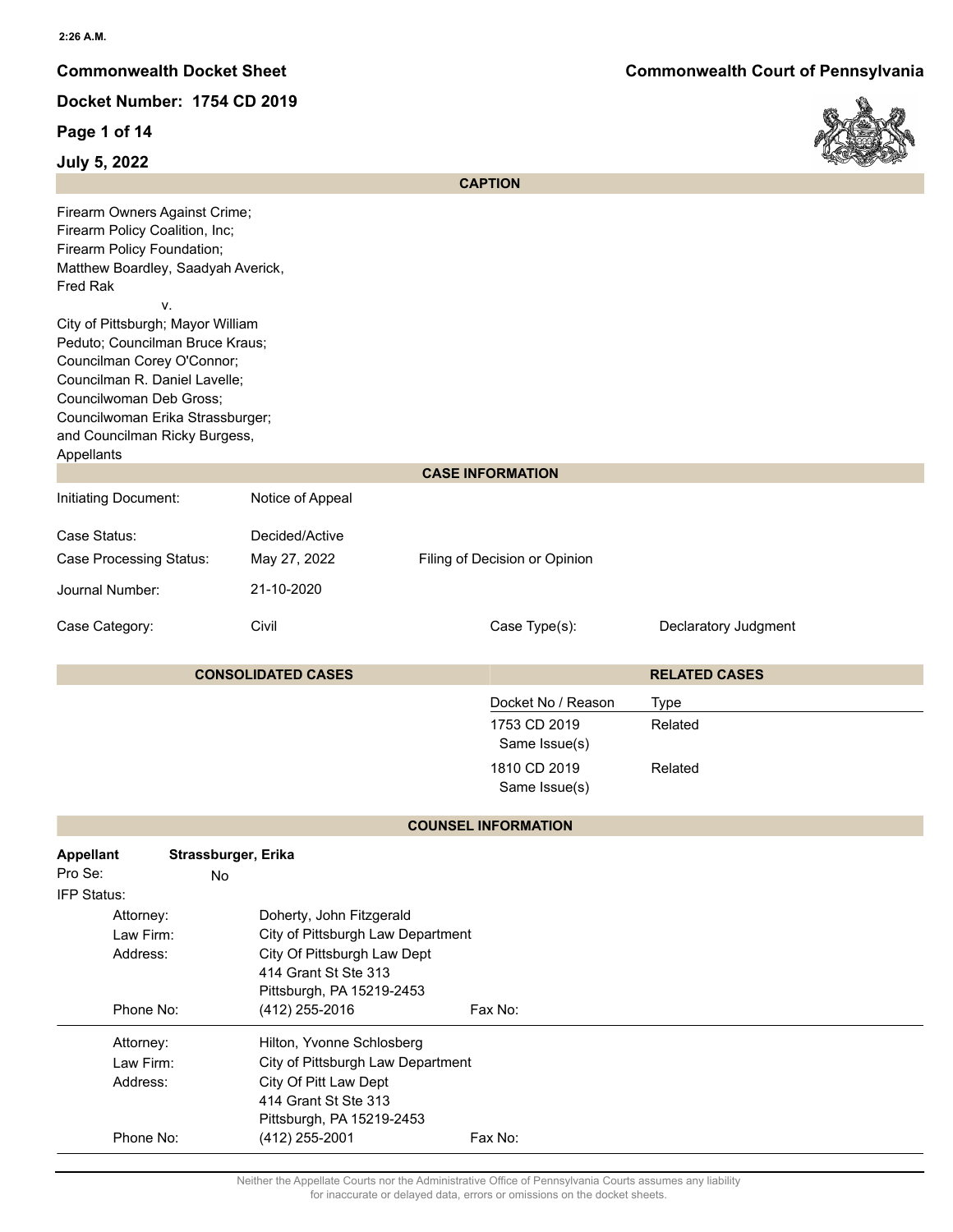# Commonwealth Docket Sheet

**Commonwealth Court of Pennsylvania**

**Docket Number: 1754 CD 2019**

**July 5, 2022**

## CAPTION

Firearm Owners Against Crime;
Firearm Policy Coalition, Inc;
Firearm Policy Foundation;
Matthew Boardley, Saadyah Averick,
Fred Rak

v.

City of Pittsburgh; Mayor William
Peduto; Councilman Bruce Kraus;
Councilman Corey O'Connor;
Councilman R. Daniel Lavelle;
Councilwoman Deb Gross;
Councilwoman Erika Strassburger;
and Councilman Ricky Burgess,
Appellants

## CASE INFORMATION

| | | | |
|---|---|---|---|
| Initiating Document: | Notice of Appeal | | |
| Case Status: | Decided/Active | | |
| Case Processing Status: | May 27, 2022 | Filing of Decision or Opinion | |
| Journal Number: | 21-10-2020 | | |
| Case Category: | Civil | Case Type(s): | Declaratory Judgment |

## CONSOLIDATED CASES

## RELATED CASES

| Docket No / Reason | Type |
|---|---|
| 1753 CD 2019 Same Issue(s) | Related |
| 1810 CD 2019 Same Issue(s) | Related |

## COUNSEL INFORMATION

**Appellant** **Strassburger, Erika**

Pro Se: No

IFP Status:

| | |
|---|---|
| Attorney: | Doherty, John Fitzgerald |
| Law Firm: | City of Pittsburgh Law Department |
| Address: | City Of Pittsburgh Law Dept<br>414 Grant St Ste 313<br>Pittsburgh, PA 15219-2453 |
| Phone No: | (412) 255-2016 |
| Fax No: | |

| | |
|---|---|
| Attorney: | Hilton, Yvonne Schlosberg |
| Law Firm: | City of Pittsburgh Law Department |
| Address: | City Of Pitt Law Dept<br>414 Grant St Ste 313<br>Pittsburgh, PA 15219-2453 |
| Phone No: | (412) 255-2001 |
| Fax No: | |

Neither the Appellate Courts nor the Administrative Office of Pennsylvania Courts assumes any liability for inaccurate or delayed data, errors or omissions on the docket sheets.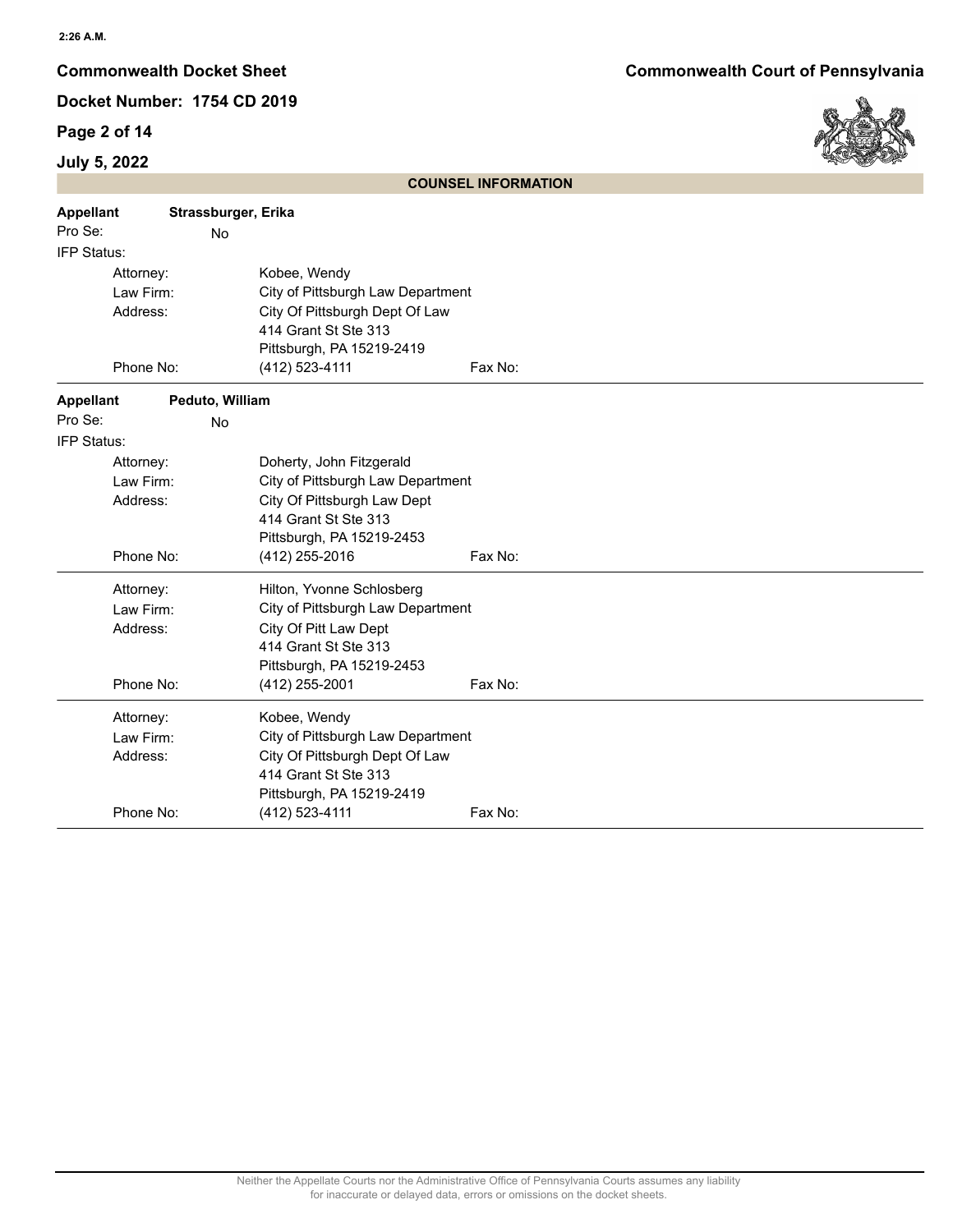## COUNSEL INFORMATION

**Appellant** **Strassburger, Erika**

Pro Se: No

IFP Status:

| | |
|---|---|
| Attorney: | Kobee, Wendy |
| Law Firm: | City of Pittsburgh Law Department |
| Address: | City Of Pittsburgh Dept Of Law<br>414 Grant St Ste 313<br>Pittsburgh, PA 15219-2419 |
| Phone No: | (412) 523-4111 |
| Fax No: | |

---

**Appellant** **Peduto, William**

Pro Se: No

IFP Status:

| | |
|---|---|
| Attorney: | Doherty, John Fitzgerald |
| Law Firm: | City of Pittsburgh Law Department |
| Address: | City Of Pittsburgh Law Dept<br>414 Grant St Ste 313<br>Pittsburgh, PA 15219-2453 |
| Phone No: | (412) 255-2016 |
| Fax No: | |

| | |
|---|---|
| Attorney: | Hilton, Yvonne Schlosberg |
| Law Firm: | City of Pittsburgh Law Department |
| Address: | City Of Pitt Law Dept<br>414 Grant St Ste 313<br>Pittsburgh, PA 15219-2453 |
| Phone No: | (412) 255-2001 |
| Fax No: | |

| | |
|---|---|
| Attorney: | Kobee, Wendy |
| Law Firm: | City of Pittsburgh Law Department |
| Address: | City Of Pittsburgh Dept Of Law<br>414 Grant St Ste 313<br>Pittsburgh, PA 15219-2419 |
| Phone No: | (412) 523-4111 |
| Fax No: | |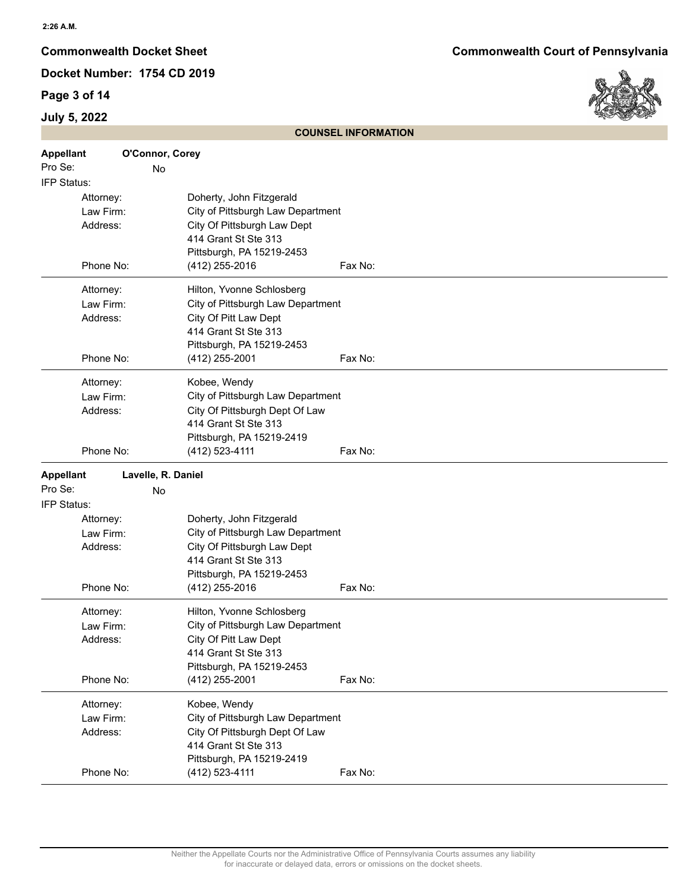## COUNSEL INFORMATION

**Appellant** **O'Connor, Corey**

Pro Se: No

IFP Status:

| | |
|---|---|
| Attorney: | Doherty, John Fitzgerald |
| Law Firm: | City of Pittsburgh Law Department |
| Address: | City Of Pittsburgh Law Dept<br>414 Grant St Ste 313<br>Pittsburgh, PA 15219-2453 |
| Phone No: | (412) 255-2016 Fax No: |

| | |
|---|---|
| Attorney: | Hilton, Yvonne Schlosberg |
| Law Firm: | City of Pittsburgh Law Department |
| Address: | City Of Pitt Law Dept<br>414 Grant St Ste 313<br>Pittsburgh, PA 15219-2453 |
| Phone No: | (412) 255-2001 Fax No: |

| | |
|---|---|
| Attorney: | Kobee, Wendy |
| Law Firm: | City of Pittsburgh Law Department |
| Address: | City Of Pittsburgh Dept Of Law<br>414 Grant St Ste 313<br>Pittsburgh, PA 15219-2419 |
| Phone No: | (412) 523-4111 Fax No: |

**Appellant** **Lavelle, R. Daniel**

Pro Se: No

IFP Status:

| | |
|---|---|
| Attorney: | Doherty, John Fitzgerald |
| Law Firm: | City of Pittsburgh Law Department |
| Address: | City Of Pittsburgh Law Dept<br>414 Grant St Ste 313<br>Pittsburgh, PA 15219-2453 |
| Phone No: | (412) 255-2016 Fax No: |

| | |
|---|---|
| Attorney: | Hilton, Yvonne Schlosberg |
| Law Firm: | City of Pittsburgh Law Department |
| Address: | City Of Pitt Law Dept<br>414 Grant St Ste 313<br>Pittsburgh, PA 15219-2453 |
| Phone No: | (412) 255-2001 Fax No: |

| | |
|---|---|
| Attorney: | Kobee, Wendy |
| Law Firm: | City of Pittsburgh Law Department |
| Address: | City Of Pittsburgh Dept Of Law<br>414 Grant St Ste 313<br>Pittsburgh, PA 15219-2419 |
| Phone No: | (412) 523-4111 Fax No: |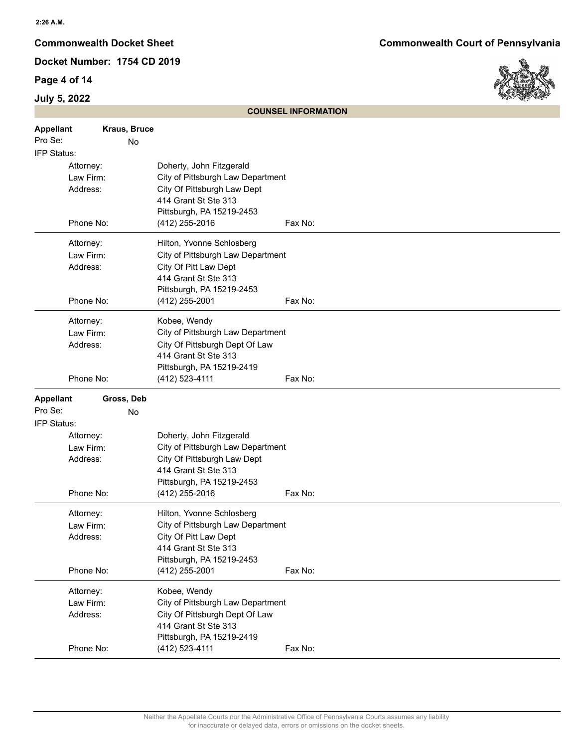## COUNSEL INFORMATION

**Appellant** **Kraus, Bruce**

Pro Se: No

IFP Status:

| | |
|---|---|
| Attorney: | Doherty, John Fitzgerald |
| Law Firm: | City of Pittsburgh Law Department |
| Address: | City Of Pittsburgh Law Dept<br>414 Grant St Ste 313<br>Pittsburgh, PA 15219-2453 |
| Phone No: | (412) 255-2016 Fax No: |

| | |
|---|---|
| Attorney: | Hilton, Yvonne Schlosberg |
| Law Firm: | City of Pittsburgh Law Department |
| Address: | City Of Pitt Law Dept<br>414 Grant St Ste 313<br>Pittsburgh, PA 15219-2453 |
| Phone No: | (412) 255-2001 Fax No: |

| | |
|---|---|
| Attorney: | Kobee, Wendy |
| Law Firm: | City of Pittsburgh Law Department |
| Address: | City Of Pittsburgh Dept Of Law<br>414 Grant St Ste 313<br>Pittsburgh, PA 15219-2419 |
| Phone No: | (412) 523-4111 Fax No: |

**Appellant** **Gross, Deb**

Pro Se: No

IFP Status:

| | |
|---|---|
| Attorney: | Doherty, John Fitzgerald |
| Law Firm: | City of Pittsburgh Law Department |
| Address: | City Of Pittsburgh Law Dept<br>414 Grant St Ste 313<br>Pittsburgh, PA 15219-2453 |
| Phone No: | (412) 255-2016 Fax No: |

| | |
|---|---|
| Attorney: | Hilton, Yvonne Schlosberg |
| Law Firm: | City of Pittsburgh Law Department |
| Address: | City Of Pitt Law Dept<br>414 Grant St Ste 313<br>Pittsburgh, PA 15219-2453 |
| Phone No: | (412) 255-2001 Fax No: |

| | |
|---|---|
| Attorney: | Kobee, Wendy |
| Law Firm: | City of Pittsburgh Law Department |
| Address: | City Of Pittsburgh Dept Of Law<br>414 Grant St Ste 313<br>Pittsburgh, PA 15219-2419 |
| Phone No: | (412) 523-4111 Fax No: |

Neither the Appellate Courts nor the Administrative Office of Pennsylvania Courts assumes any liability for inaccurate or delayed data, errors or omissions on the docket sheets.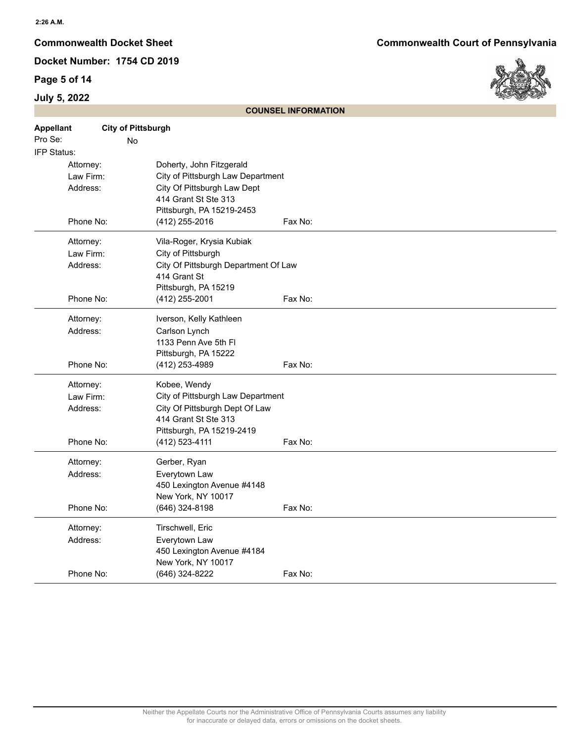## COUNSEL INFORMATION

**Appellant** **City of Pittsburgh**

Pro Se: No

IFP Status:

| | |
|---|---|
| Attorney: | Doherty, John Fitzgerald |
| Law Firm: | City of Pittsburgh Law Department |
| Address: | City Of Pittsburgh Law Dept<br>414 Grant St Ste 313<br>Pittsburgh, PA 15219-2453 |
| Phone No: | (412) 255-2016 |
| Fax No: | |

| | |
|---|---|
| Attorney: | Vila-Roger, Krysia Kubiak |
| Law Firm: | City of Pittsburgh |
| Address: | City Of Pittsburgh Department Of Law<br>414 Grant St<br>Pittsburgh, PA 15219 |
| Phone No: | (412) 255-2001 |
| Fax No: | |

| | |
|---|---|
| Attorney: | Iverson, Kelly Kathleen |
| Address: | Carlson Lynch<br>1133 Penn Ave 5th Fl<br>Pittsburgh, PA 15222 |
| Phone No: | (412) 253-4989 |
| Fax No: | |

| | |
|---|---|
| Attorney: | Kobee, Wendy |
| Law Firm: | City of Pittsburgh Law Department |
| Address: | City Of Pittsburgh Dept Of Law<br>414 Grant St Ste 313<br>Pittsburgh, PA 15219-2419 |
| Phone No: | (412) 523-4111 |
| Fax No: | |

| | |
|---|---|
| Attorney: | Gerber, Ryan |
| Address: | Everytown Law<br>450 Lexington Avenue #4148<br>New York, NY 10017 |
| Phone No: | (646) 324-8198 |
| Fax No: | |

| | |
|---|---|
| Attorney: | Tirschwell, Eric |
| Address: | Everytown Law<br>450 Lexington Avenue #4184<br>New York, NY 10017 |
| Phone No: | (646) 324-8222 |
| Fax No: | |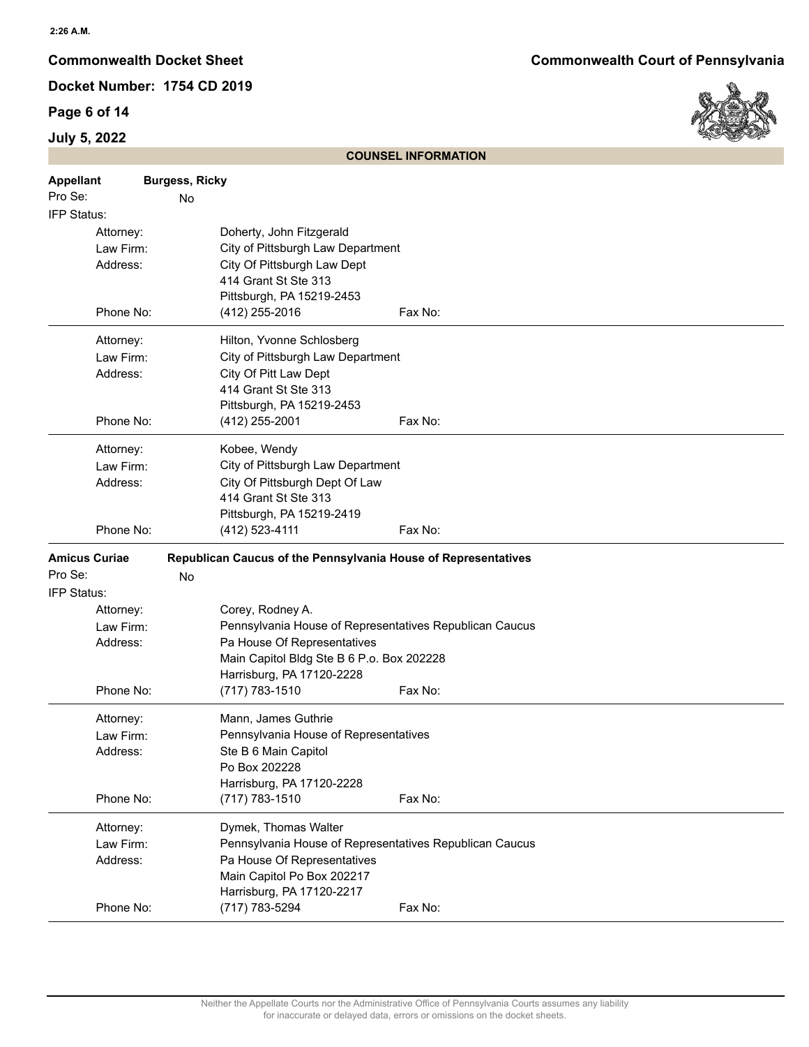## COUNSEL INFORMATION

**Appellant** **Burgess, Ricky**

Pro Se: No

IFP Status:

| | |
|---|---|
| Attorney: | Doherty, John Fitzgerald |
| Law Firm: | City of Pittsburgh Law Department |
| Address: | City Of Pittsburgh Law Dept<br>414 Grant St Ste 313<br>Pittsburgh, PA 15219-2453 |
| Phone No: | (412) 255-2016 |
| Fax No: | |

| | |
|---|---|
| Attorney: | Hilton, Yvonne Schlosberg |
| Law Firm: | City of Pittsburgh Law Department |
| Address: | City Of Pitt Law Dept<br>414 Grant St Ste 313<br>Pittsburgh, PA 15219-2453 |
| Phone No: | (412) 255-2001 |
| Fax No: | |

| | |
|---|---|
| Attorney: | Kobee, Wendy |
| Law Firm: | City of Pittsburgh Law Department |
| Address: | City Of Pittsburgh Dept Of Law<br>414 Grant St Ste 313<br>Pittsburgh, PA 15219-2419 |
| Phone No: | (412) 523-4111 |
| Fax No: | |

**Amicus Curiae** **Republican Caucus of the Pennsylvania House of Representatives**

Pro Se: No

IFP Status:

| | |
|---|---|
| Attorney: | Corey, Rodney A. |
| Law Firm: | Pennsylvania House of Representatives Republican Caucus |
| Address: | Pa House Of Representatives<br>Main Capitol Bldg Ste B 6 P.o. Box 202228<br>Harrisburg, PA 17120-2228 |
| Phone No: | (717) 783-1510 |
| Fax No: | |

| | |
|---|---|
| Attorney: | Mann, James Guthrie |
| Law Firm: | Pennsylvania House of Representatives |
| Address: | Ste B 6 Main Capitol<br>Po Box 202228<br>Harrisburg, PA 17120-2228 |
| Phone No: | (717) 783-1510 |
| Fax No: | |

| | |
|---|---|
| Attorney: | Dymek, Thomas Walter |
| Law Firm: | Pennsylvania House of Representatives Republican Caucus |
| Address: | Pa House Of Representatives<br>Main Capitol Po Box 202217<br>Harrisburg, PA 17120-2217 |
| Phone No: | (717) 783-5294 |
| Fax No: | |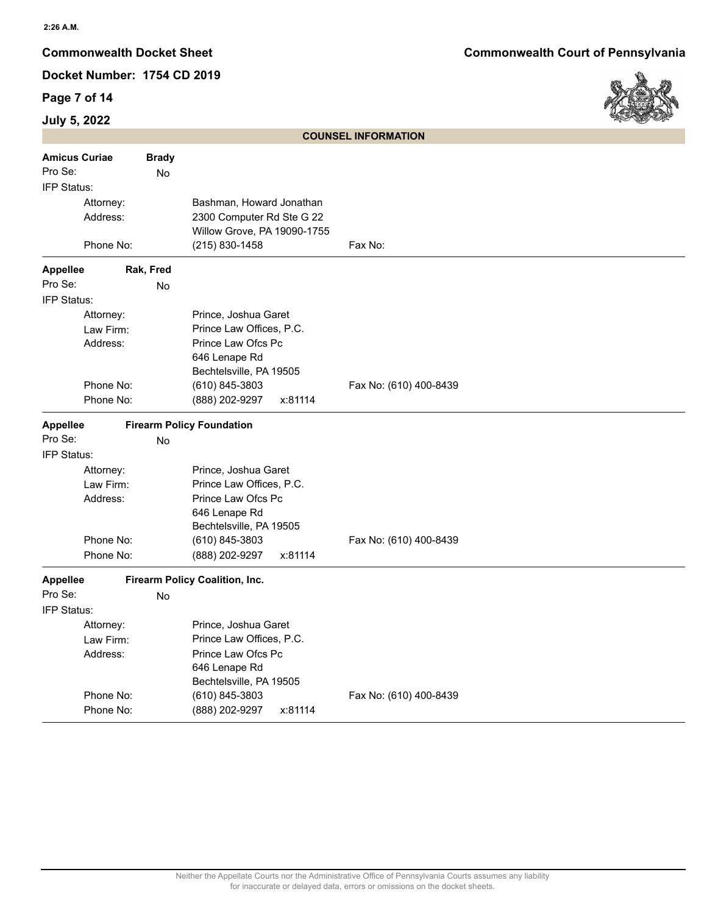## COUNSEL INFORMATION

**Amicus Curiae** **Brady**

Pro Se: No

IFP Status:

| | |
|---|---|
| Attorney: | Bashman, Howard Jonathan |
| Address: | 2300 Computer Rd Ste G 22<br>Willow Grove, PA 19090-1755 |
| Phone No: | (215) 830-1458 — Fax No: |

---

**Appellee** **Rak, Fred**

Pro Se: No

IFP Status:

| | |
|---|---|
| Attorney: | Prince, Joshua Garet |
| Law Firm: | Prince Law Offices, P.C. |
| Address: | Prince Law Ofcs Pc<br>646 Lenape Rd<br>Bechtelsville, PA 19505 |
| Phone No: | (610) 845-3803 — Fax No: (610) 400-8439 |
| Phone No: | (888) 202-9297 x:81114 |

---

**Appellee** **Firearm Policy Foundation**

Pro Se: No

IFP Status:

| | |
|---|---|
| Attorney: | Prince, Joshua Garet |
| Law Firm: | Prince Law Offices, P.C. |
| Address: | Prince Law Ofcs Pc<br>646 Lenape Rd<br>Bechtelsville, PA 19505 |
| Phone No: | (610) 845-3803 — Fax No: (610) 400-8439 |
| Phone No: | (888) 202-9297 x:81114 |

---

**Appellee** **Firearm Policy Coalition, Inc.**

Pro Se: No

IFP Status:

| | |
|---|---|
| Attorney: | Prince, Joshua Garet |
| Law Firm: | Prince Law Offices, P.C. |
| Address: | Prince Law Ofcs Pc<br>646 Lenape Rd<br>Bechtelsville, PA 19505 |
| Phone No: | (610) 845-3803 — Fax No: (610) 400-8439 |
| Phone No: | (888) 202-9297 x:81114 |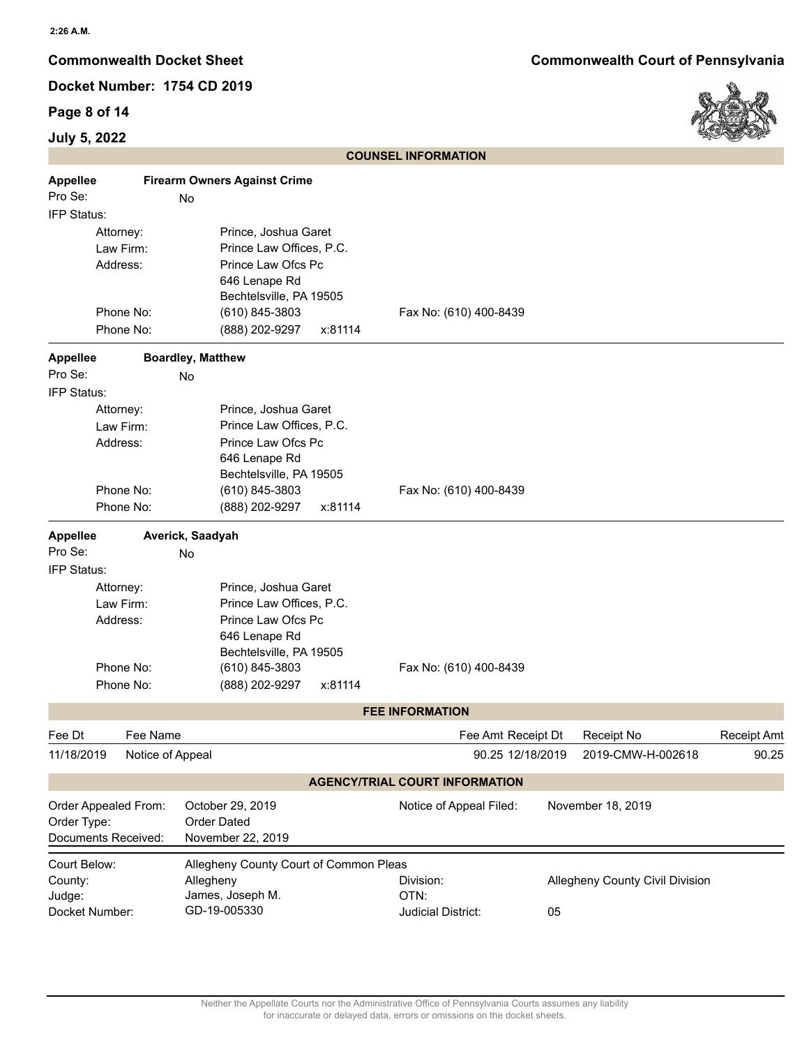## COUNSEL INFORMATION

**Appellee** **Firearm Owners Against Crime**

Pro Se: No

IFP Status:

Attorney: Prince, Joshua Garet
Law Firm: Prince Law Offices, P.C.
Address: Prince Law Ofcs Pc
646 Lenape Rd
Bechtelsville, PA 19505
Phone No: (610) 845-3803 Fax No: (610) 400-8439
Phone No: (888) 202-9297 x:81114

---

**Appellee** **Boardley, Matthew**

Pro Se: No

IFP Status:

Attorney: Prince, Joshua Garet
Law Firm: Prince Law Offices, P.C.
Address: Prince Law Ofcs Pc
646 Lenape Rd
Bechtelsville, PA 19505
Phone No: (610) 845-3803 Fax No: (610) 400-8439
Phone No: (888) 202-9297 x:81114

---

**Appellee** **Averick, Saadyah**

Pro Se: No

IFP Status:

Attorney: Prince, Joshua Garet
Law Firm: Prince Law Offices, P.C.
Address: Prince Law Ofcs Pc
646 Lenape Rd
Bechtelsville, PA 19505
Phone No: (610) 845-3803 Fax No: (610) 400-8439
Phone No: (888) 202-9297 x:81114

## FEE INFORMATION

| Fee Dt | Fee Name | Fee Amt | Receipt Dt | Receipt No | Receipt Amt |
|---|---|---|---|---|---|
| 11/18/2019 | Notice of Appeal | 90.25 | 12/18/2019 | 2019-CMW-H-002618 | 90.25 |

## AGENCY/TRIAL COURT INFORMATION

Order Appealed From: October 29, 2019
Notice of Appeal Filed: November 18, 2019
Order Type: Order Dated
Documents Received: November 22, 2019

---

Court Below: Allegheny County Court of Common Pleas
County: Allegheny
Division: Allegheny County Civil Division
Judge: James, Joseph M.
OTN:
Docket Number: GD-19-005330
Judicial District: 05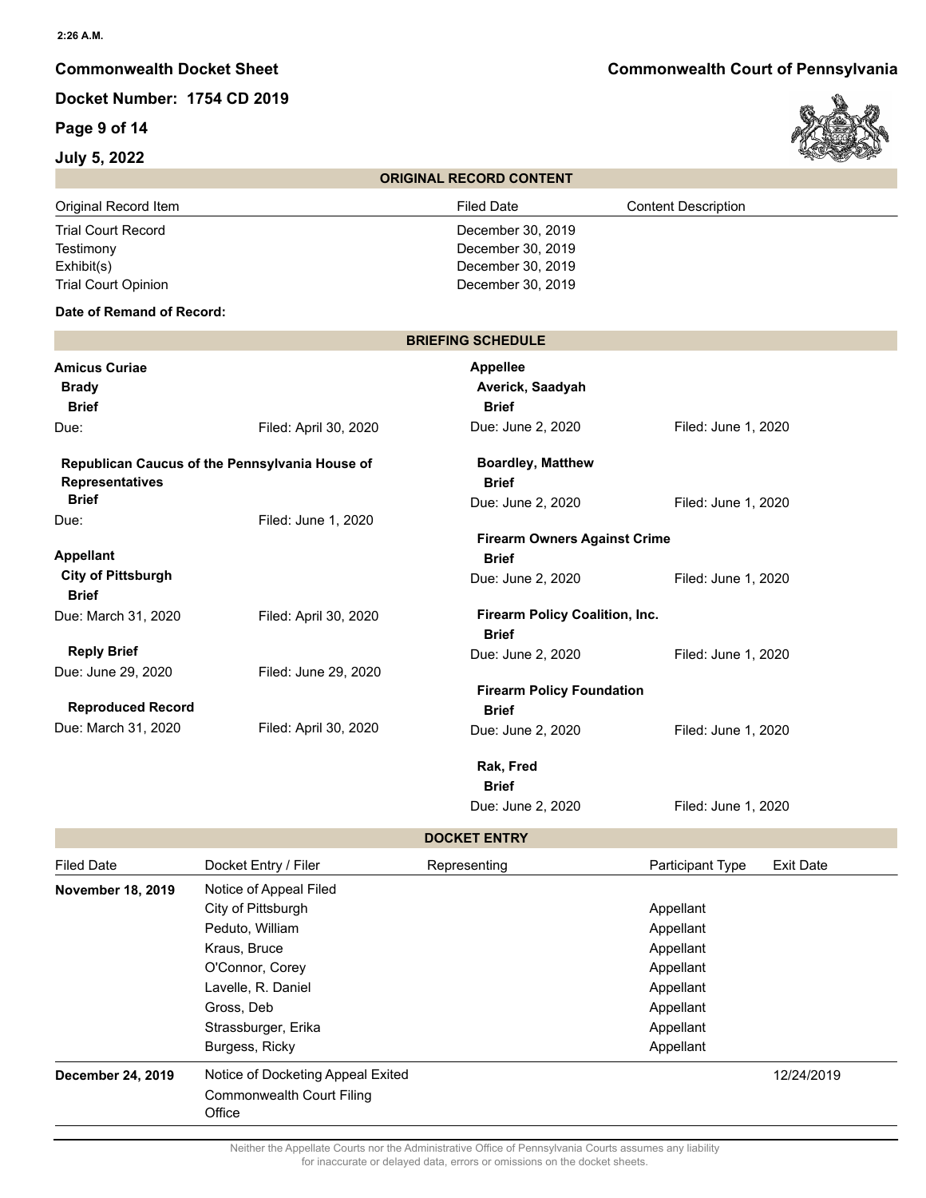## ORIGINAL RECORD CONTENT

| Original Record Item | Filed Date | Content Description |
| --- | --- | --- |
| Trial Court Record | December 30, 2019 | |
| Testimony | December 30, 2019 | |
| Exhibit(s) | December 30, 2019 | |
| Trial Court Opinion | December 30, 2019 | |

**Date of Remand of Record:**

## BRIEFING SCHEDULE

**Amicus Curiae**

**Brady**

**Brief**

Due: Filed: April 30, 2020

**Republican Caucus of the Pennsylvania House of Representatives**

**Brief**

Due: Filed: June 1, 2020

**Appellant**

**City of Pittsburgh**

**Brief**

Due: March 31, 2020 Filed: April 30, 2020

**Reply Brief**

Due: June 29, 2020 Filed: June 29, 2020

**Reproduced Record**

Due: March 31, 2020 Filed: April 30, 2020

**Appellee**

**Averick, Saadyah**

**Brief**

Due: June 2, 2020 Filed: June 1, 2020

**Boardley, Matthew**

**Brief**

Due: June 2, 2020 Filed: June 1, 2020

**Firearm Owners Against Crime**

**Brief**

Due: June 2, 2020 Filed: June 1, 2020

**Firearm Policy Coalition, Inc.**

**Brief**

Due: June 2, 2020 Filed: June 1, 2020

**Firearm Policy Foundation**

**Brief**

Due: June 2, 2020 Filed: June 1, 2020

**Rak, Fred**

**Brief**

Due: June 2, 2020 Filed: June 1, 2020

## DOCKET ENTRY

| Filed Date | Docket Entry / Filer | Representing | Participant Type | Exit Date |
| --- | --- | --- | --- | --- |
| **November 18, 2019** | Notice of Appeal Filed | | | |
| | City of Pittsburgh | | Appellant | |
| | Peduto, William | | Appellant | |
| | Kraus, Bruce | | Appellant | |
| | O'Connor, Corey | | Appellant | |
| | Lavelle, R. Daniel | | Appellant | |
| | Gross, Deb | | Appellant | |
| | Strassburger, Erika | | Appellant | |
| | Burgess, Ricky | | Appellant | |
| **December 24, 2019** | Notice of Docketing Appeal Exited | | | 12/24/2019 |
| | Commonwealth Court Filing Office | | | |

Neither the Appellate Courts nor the Administrative Office of Pennsylvania Courts assumes any liability for inaccurate or delayed data, errors or omissions on the docket sheets.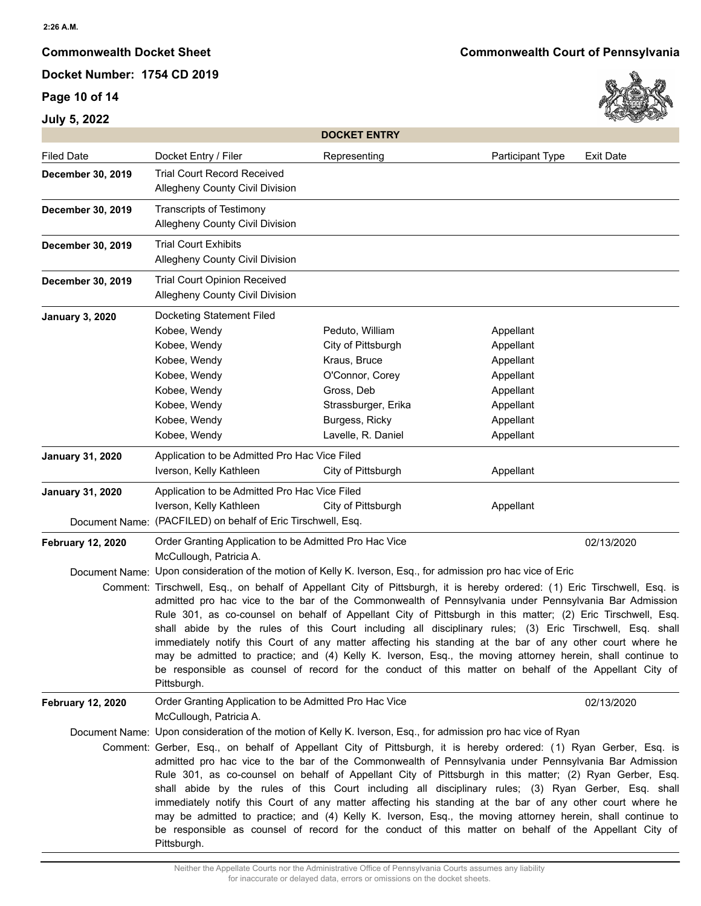**Commonwealth Docket Sheet** — **Commonwealth Court of Pennsylvania**

**Docket Number: 1754 CD 2019**

**DOCKET ENTRY**

| Filed Date | Docket Entry / Filer | Representing | Participant Type | Exit Date |
|---|---|---|---|---|
| **December 30, 2019** | Trial Court Record Received<br>Allegheny County Civil Division | | | |
| **December 30, 2019** | Transcripts of Testimony<br>Allegheny County Civil Division | | | |
| **December 30, 2019** | Trial Court Exhibits<br>Allegheny County Civil Division | | | |
| **December 30, 2019** | Trial Court Opinion Received<br>Allegheny County Civil Division | | | |
| **January 3, 2020** | Docketing Statement Filed | | | |
| | Kobee, Wendy | Peduto, William | Appellant | |
| | Kobee, Wendy | City of Pittsburgh | Appellant | |
| | Kobee, Wendy | Kraus, Bruce | Appellant | |
| | Kobee, Wendy | O'Connor, Corey | Appellant | |
| | Kobee, Wendy | Gross, Deb | Appellant | |
| | Kobee, Wendy | Strassburger, Erika | Appellant | |
| | Kobee, Wendy | Burgess, Ricky | Appellant | |
| | Kobee, Wendy | Lavelle, R. Daniel | Appellant | |
| **January 31, 2020** | Application to be Admitted Pro Hac Vice Filed | | | |
| | Iverson, Kelly Kathleen | City of Pittsburgh | Appellant | |
| **January 31, 2020** | Application to be Admitted Pro Hac Vice Filed | | | |
| | Iverson, Kelly Kathleen | City of Pittsburgh | Appellant | |
| Document Name: | (PACFILED) on behalf of Eric Tirschwell, Esq. | | | |
| **February 12, 2020** | Order Granting Application to be Admitted Pro Hac Vice<br>McCullough, Patricia A. | | | 02/13/2020 |
| Document Name: | Upon consideration of the motion of Kelly K. Iverson, Esq., for admission pro hac vice of Eric | | | |
| Comment: | Tirschwell, Esq., on behalf of Appellant City of Pittsburgh, it is hereby ordered: (1) Eric Tirschwell, Esq. is admitted pro hac vice to the bar of the Commonwealth of Pennsylvania under Pennsylvania Bar Admission Rule 301, as co-counsel on behalf of Appellant City of Pittsburgh in this matter; (2) Eric Tirschwell, Esq. shall abide by the rules of this Court including all disciplinary rules; (3) Eric Tirschwell, Esq. shall immediately notify this Court of any matter affecting his standing at the bar of any other court where he may be admitted to practice; and (4) Kelly K. Iverson, Esq., the moving attorney herein, shall continue to be responsible as counsel of record for the conduct of this matter on behalf of the Appellant City of Pittsburgh. | | | |
| **February 12, 2020** | Order Granting Application to be Admitted Pro Hac Vice<br>McCullough, Patricia A. | | | 02/13/2020 |
| Document Name: | Upon consideration of the motion of Kelly K. Iverson, Esq., for admission pro hac vice of Ryan | | | |
| Comment: | Gerber, Esq., on behalf of Appellant City of Pittsburgh, it is hereby ordered: (1) Ryan Gerber, Esq. is admitted pro hac vice to the bar of the Commonwealth of Pennsylvania under Pennsylvania Bar Admission Rule 301, as co-counsel on behalf of Appellant City of Pittsburgh in this matter; (2) Ryan Gerber, Esq. shall abide by the rules of this Court including all disciplinary rules; (3) Ryan Gerber, Esq. shall immediately notify this Court of any matter affecting his standing at the bar of any other court where he may be admitted to practice; and (4) Kelly K. Iverson, Esq., the moving attorney herein, shall continue to be responsible as counsel of record for the conduct of this matter on behalf of the Appellant City of Pittsburgh. | | | |

Neither the Appellate Courts nor the Administrative Office of Pennsylvania Courts assumes any liability for inaccurate or delayed data, errors or omissions on the docket sheets.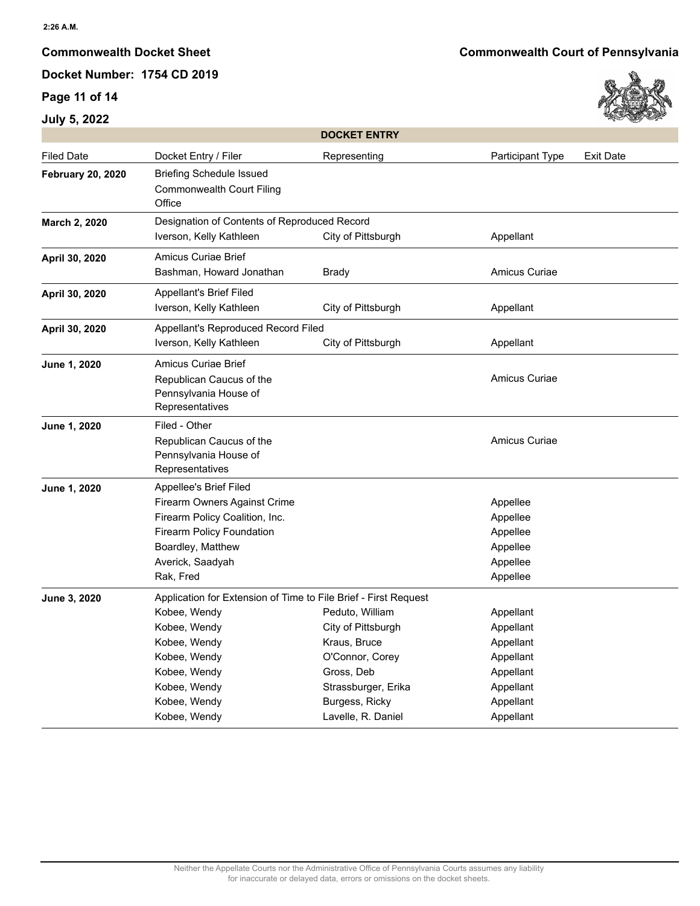## DOCKET ENTRY

| Filed Date | Docket Entry / Filer | Representing | Participant Type | Exit Date |
|---|---|---|---|---|
| **February 20, 2020** | Briefing Schedule Issued | | | |
| | Commonwealth Court Filing Office | | | |
| **March 2, 2020** | Designation of Contents of Reproduced Record | | | |
| | Iverson, Kelly Kathleen | City of Pittsburgh | Appellant | |
| **April 30, 2020** | Amicus Curiae Brief | | | |
| | Bashman, Howard Jonathan | Brady | Amicus Curiae | |
| **April 30, 2020** | Appellant's Brief Filed | | | |
| | Iverson, Kelly Kathleen | City of Pittsburgh | Appellant | |
| **April 30, 2020** | Appellant's Reproduced Record Filed | | | |
| | Iverson, Kelly Kathleen | City of Pittsburgh | Appellant | |
| **June 1, 2020** | Amicus Curiae Brief | | | |
| | Republican Caucus of the Pennsylvania House of Representatives | | Amicus Curiae | |
| **June 1, 2020** | Filed - Other | | | |
| | Republican Caucus of the Pennsylvania House of Representatives | | Amicus Curiae | |
| **June 1, 2020** | Appellee's Brief Filed | | | |
| | Firearm Owners Against Crime | | Appellee | |
| | Firearm Policy Coalition, Inc. | | Appellee | |
| | Firearm Policy Foundation | | Appellee | |
| | Boardley, Matthew | | Appellee | |
| | Averick, Saadyah | | Appellee | |
| | Rak, Fred | | Appellee | |
| **June 3, 2020** | Application for Extension of Time to File Brief - First Request | | | |
| | Kobee, Wendy | Peduto, William | Appellant | |
| | Kobee, Wendy | City of Pittsburgh | Appellant | |
| | Kobee, Wendy | Kraus, Bruce | Appellant | |
| | Kobee, Wendy | O'Connor, Corey | Appellant | |
| | Kobee, Wendy | Gross, Deb | Appellant | |
| | Kobee, Wendy | Strassburger, Erika | Appellant | |
| | Kobee, Wendy | Burgess, Ricky | Appellant | |
| | Kobee, Wendy | Lavelle, R. Daniel | Appellant | |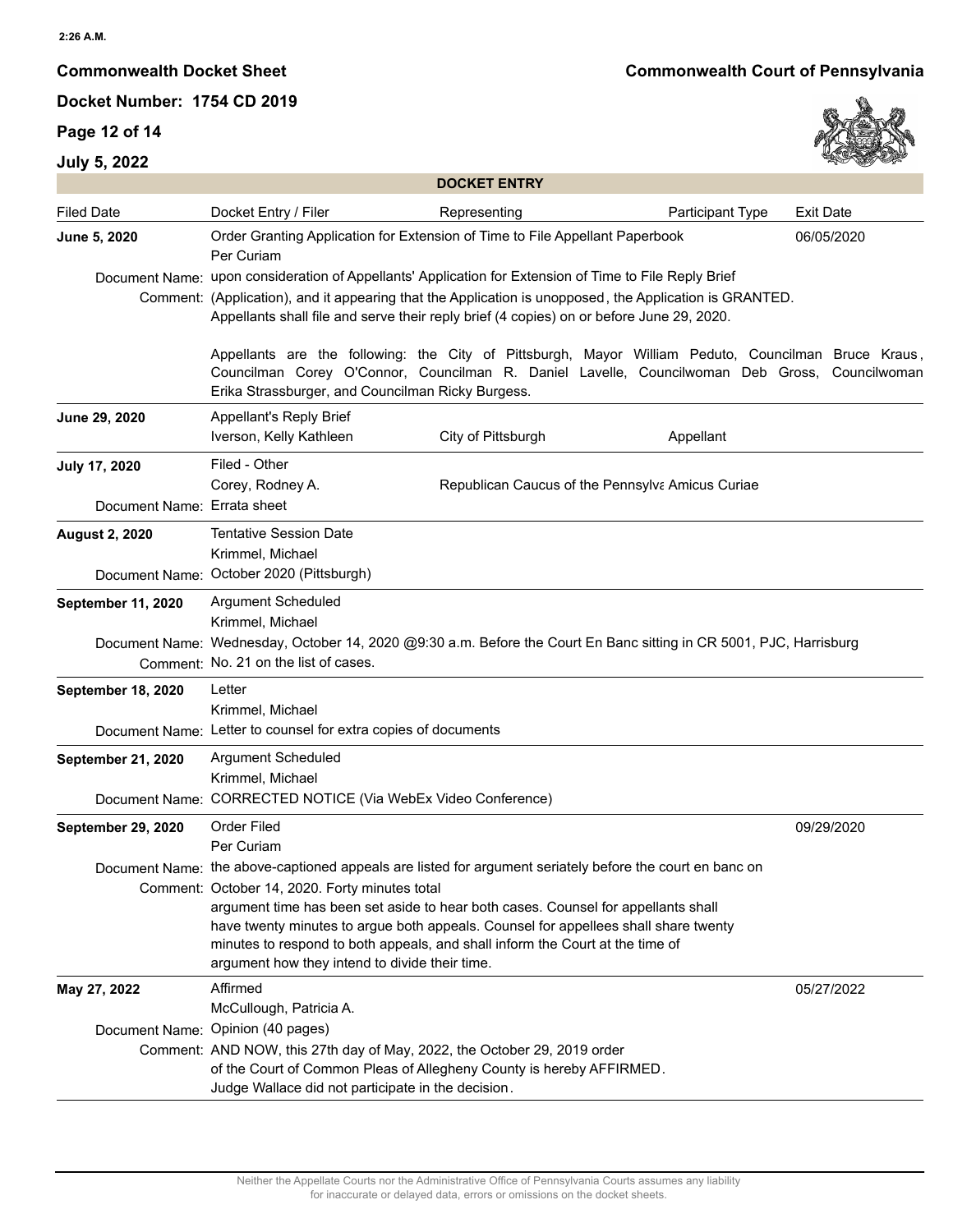## DOCKET ENTRY

| Filed Date | Docket Entry / Filer | Representing | Participant Type | Exit Date |
|---|---|---|---|---|
| **June 5, 2020** | Order Granting Application for Extension of Time to File Appellant Paperbook<br>Per Curiam | | | 06/05/2020 |
| Document Name: | upon consideration of Appellants' Application for Extension of Time to File Reply Brief | | | |
| Comment: | (Application), and it appearing that the Application is unopposed, the Application is GRANTED. Appellants shall file and serve their reply brief (4 copies) on or before June 29, 2020.<br><br>Appellants are the following: the City of Pittsburgh, Mayor William Peduto, Councilman Bruce Kraus, Councilman Corey O'Connor, Councilman R. Daniel Lavelle, Councilwoman Deb Gross, Councilwoman Erika Strassburger, and Councilman Ricky Burgess. | | | |
| **June 29, 2020** | Appellant's Reply Brief<br>Iverson, Kelly Kathleen | City of Pittsburgh | Appellant | |
| **July 17, 2020** | Filed - Other<br>Corey, Rodney A. | Republican Caucus of the Pennsylva | Amicus Curiae | |
| Document Name: | Errata sheet | | | |
| **August 2, 2020** | Tentative Session Date<br>Krimmel, Michael | | | |
| Document Name: | October 2020 (Pittsburgh) | | | |
| **September 11, 2020** | Argument Scheduled<br>Krimmel, Michael | | | |
| Document Name: | Wednesday, October 14, 2020 @9:30 a.m. Before the Court En Banc sitting in CR 5001, PJC, Harrisburg | | | |
| Comment: | No. 21 on the list of cases. | | | |
| **September 18, 2020** | Letter<br>Krimmel, Michael | | | |
| Document Name: | Letter to counsel for extra copies of documents | | | |
| **September 21, 2020** | Argument Scheduled<br>Krimmel, Michael | | | |
| Document Name: | CORRECTED NOTICE (Via WebEx Video Conference) | | | |
| **September 29, 2020** | Order Filed<br>Per Curiam | | | 09/29/2020 |
| Document Name: | the above-captioned appeals are listed for argument seriately before the court en banc on | | | |
| Comment: | October 14, 2020. Forty minutes total argument time has been set aside to hear both cases. Counsel for appellants shall have twenty minutes to argue both appeals. Counsel for appellees shall share twenty minutes to respond to both appeals, and shall inform the Court at the time of argument how they intend to divide their time. | | | |
| **May 27, 2022** | Affirmed<br>McCullough, Patricia A. | | | 05/27/2022 |
| Document Name: | Opinion (40 pages) | | | |
| Comment: | AND NOW, this 27th day of May, 2022, the October 29, 2019 order of the Court of Common Pleas of Allegheny County is hereby AFFIRMED. Judge Wallace did not participate in the decision. | | | |

Neither the Appellate Courts nor the Administrative Office of Pennsylvania Courts assumes any liability for inaccurate or delayed data, errors or omissions on the docket sheets.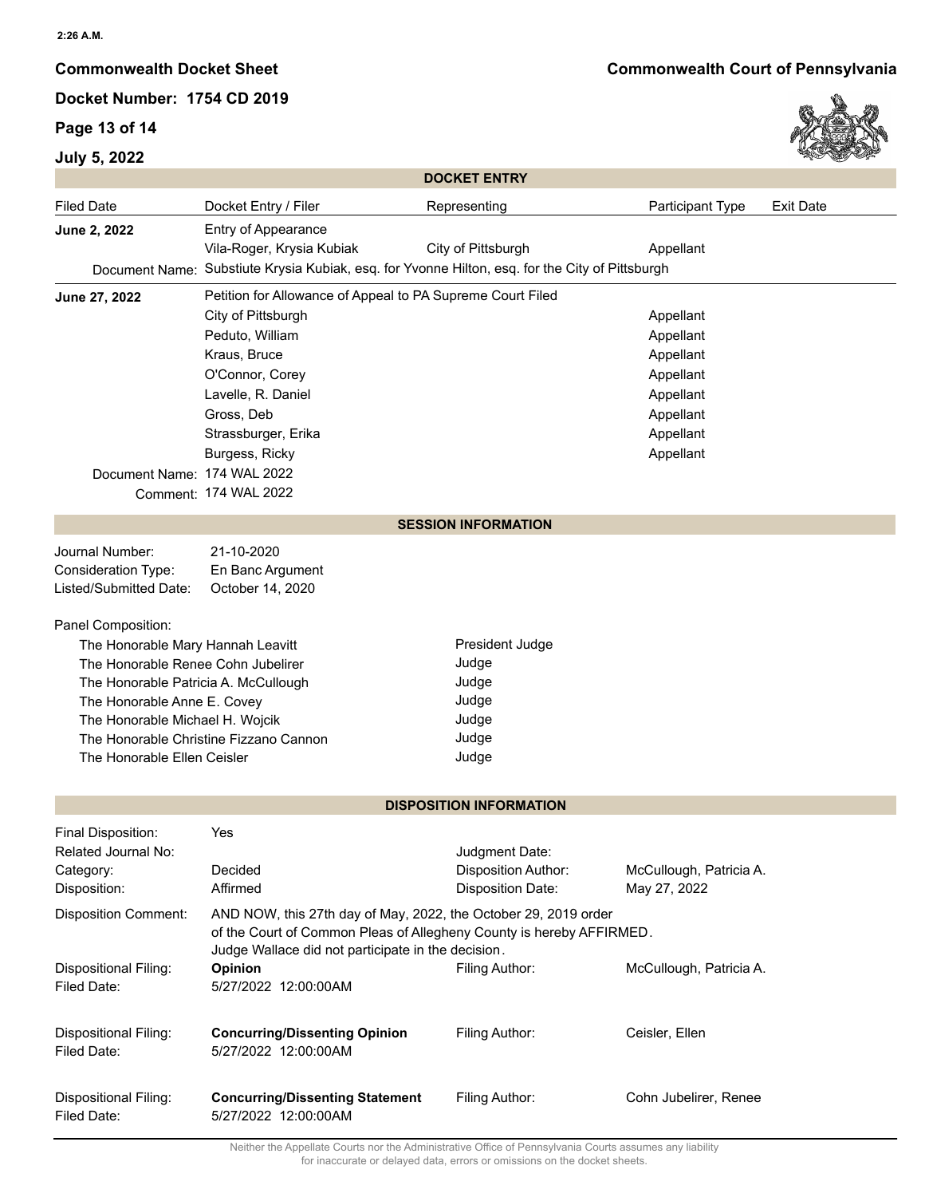## DOCKET ENTRY

| Filed Date | Docket Entry / Filer | Representing | Participant Type | Exit Date |
|---|---|---|---|---|
| **June 2, 2022** | Entry of Appearance | | | |
| | Vila-Roger, Krysia Kubiak | City of Pittsburgh | Appellant | |
| Document Name: | Substiute Krysia Kubiak, esq. for Yvonne Hilton, esq. for the City of Pittsburgh | | | |
| **June 27, 2022** | Petition for Allowance of Appeal to PA Supreme Court Filed | | | |
| | City of Pittsburgh | | Appellant | |
| | Peduto, William | | Appellant | |
| | Kraus, Bruce | | Appellant | |
| | O'Connor, Corey | | Appellant | |
| | Lavelle, R. Daniel | | Appellant | |
| | Gross, Deb | | Appellant | |
| | Strassburger, Erika | | Appellant | |
| | Burgess, Ricky | | Appellant | |
| Document Name: | 174 WAL 2022 | | | |
| Comment: | 174 WAL 2022 | | | |

## SESSION INFORMATION

Journal Number: 21-10-2020
Consideration Type: En Banc Argument
Listed/Submitted Date: October 14, 2020

Panel Composition:

| | |
|---|---|
| The Honorable Mary Hannah Leavitt | President Judge |
| The Honorable Renee Cohn Jubelirer | Judge |
| The Honorable Patricia A. McCullough | Judge |
| The Honorable Anne E. Covey | Judge |
| The Honorable Michael H. Wojcik | Judge |
| The Honorable Christine Fizzano Cannon | Judge |
| The Honorable Ellen Ceisler | Judge |

## DISPOSITION INFORMATION

| | | | |
|---|---|---|---|
| Final Disposition: | Yes | | |
| Related Journal No: | | Judgment Date: | |
| Category: | Decided | Disposition Author: | McCullough, Patricia A. |
| Disposition: | Affirmed | Disposition Date: | May 27, 2022 |

Disposition Comment: AND NOW, this 27th day of May, 2022, the October 29, 2019 order of the Court of Common Pleas of Allegheny County is hereby AFFIRMED. Judge Wallace did not participate in the decision.

| | | | |
|---|---|---|---|
| Dispositional Filing: | **Opinion** | Filing Author: | McCullough, Patricia A. |
| Filed Date: | 5/27/2022 12:00:00AM | | |
| Dispositional Filing: | **Concurring/Dissenting Opinion** | Filing Author: | Ceisler, Ellen |
| Filed Date: | 5/27/2022 12:00:00AM | | |
| Dispositional Filing: | **Concurring/Dissenting Statement** | Filing Author: | Cohn Jubelirer, Renee |
| Filed Date: | 5/27/2022 12:00:00AM | | |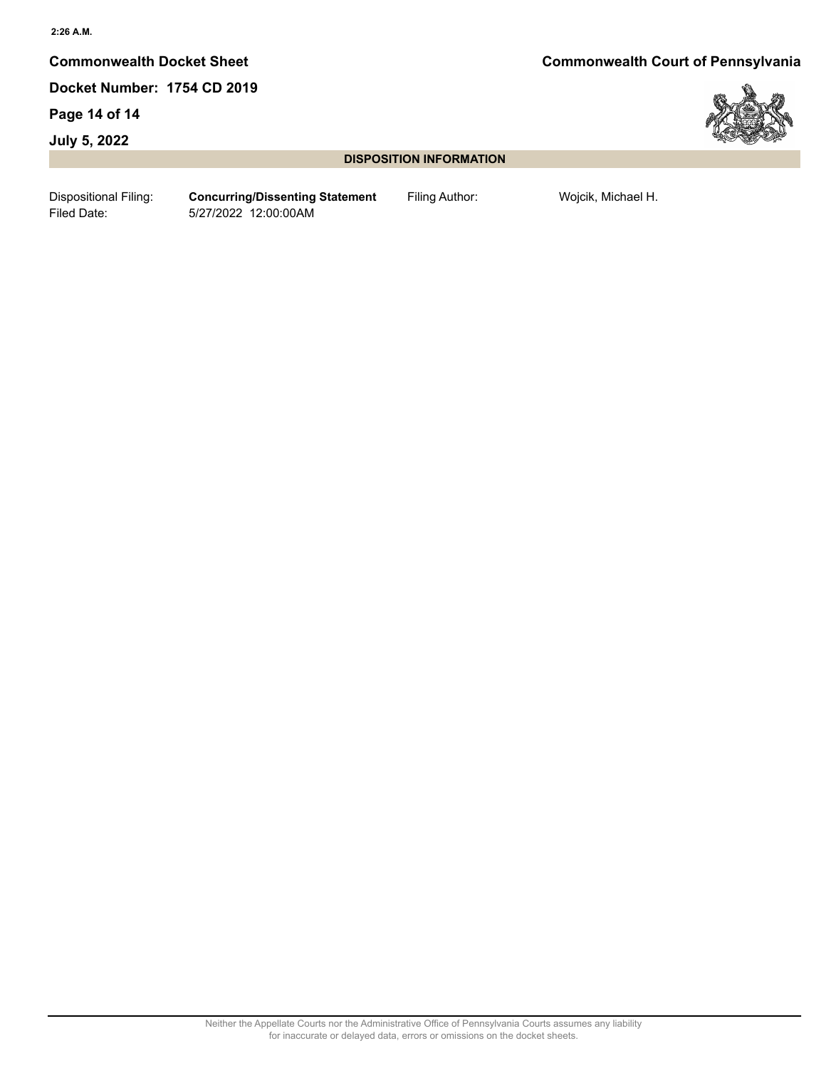## DISPOSITION INFORMATION

| | | | |
|---|---|---|---|
| Dispositional Filing: | **Concurring/Dissenting Statement** | Filing Author: | Wojcik, Michael H. |
| Filed Date: | 5/27/2022 12:00:00AM | | |